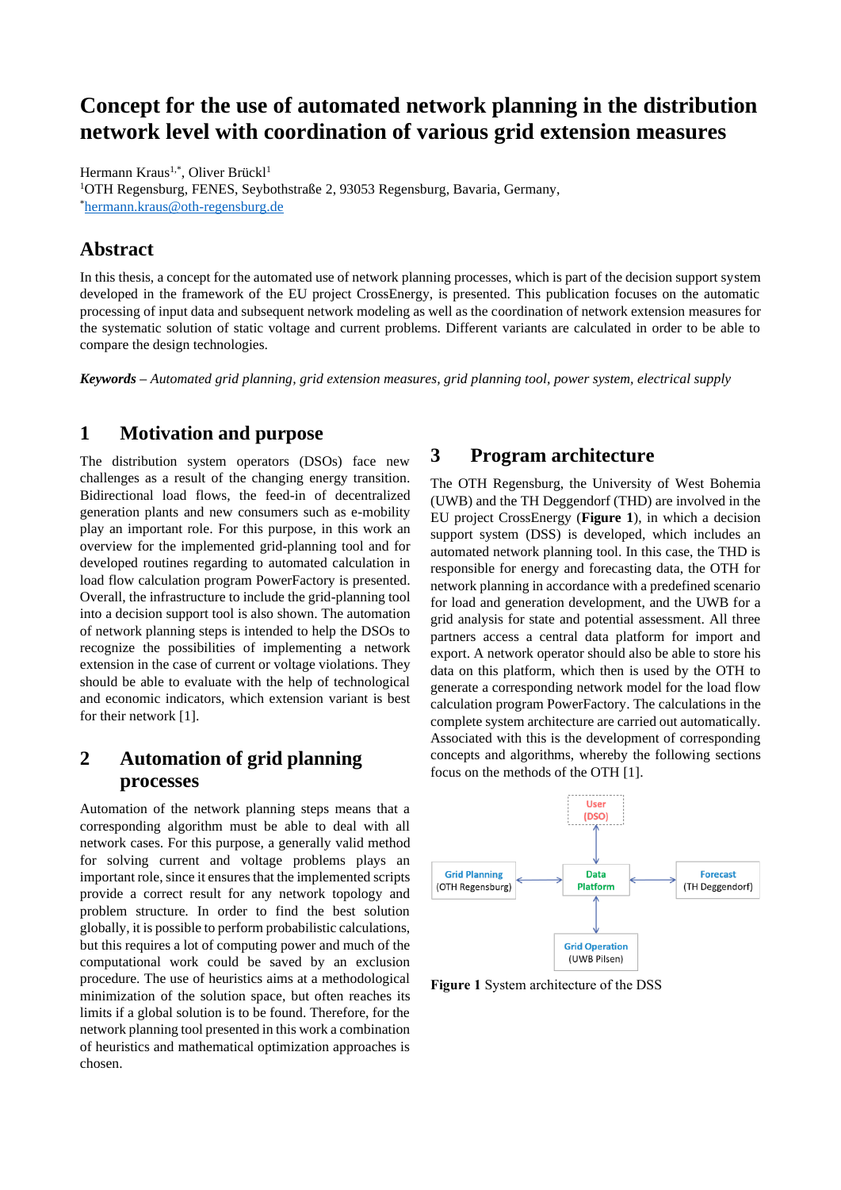# Concept for the use of automated network planning in the distribution network level with coordination of various grid extension measures

Hermann Kraus[1,*], Oliver Brückl[1]

[1]OTH Regensburg, FENES, Seybothstraße 2, 93053 Regensburg, Bavaria, Germany,

[*]hermann.kraus@oth-regensburg.de

## Abstract

In this thesis, a concept for the automated use of network planning processes, which is part of the decision support system developed in the framework of the EU project CrossEnergy, is presented. This publication focuses on the automatic processing of input data and subsequent network modeling as well as the coordination of network extension measures for the systematic solution of static voltage and current problems. Different variants are calculated in order to be able to compare the design technologies.

***Keywords*** *– Automated grid planning, grid extension measures, grid planning tool, power system, electrical supply*

## 1 Motivation and purpose

The distribution system operators (DSOs) face new challenges as a result of the changing energy transition. Bidirectional load flows, the feed-in of decentralized generation plants and new consumers such as e-mobility play an important role. For this purpose, in this work an overview for the implemented grid-planning tool and for developed routines regarding to automated calculation in load flow calculation program PowerFactory is presented. Overall, the infrastructure to include the grid-planning tool into a decision support tool is also shown. The automation of network planning steps is intended to help the DSOs to recognize the possibilities of implementing a network extension in the case of current or voltage violations. They should be able to evaluate with the help of technological and economic indicators, which extension variant is best for their network [1].

## 2 Automation of grid planning processes

Automation of the network planning steps means that a corresponding algorithm must be able to deal with all network cases. For this purpose, a generally valid method for solving current and voltage problems plays an important role, since it ensures that the implemented scripts provide a correct result for any network topology and problem structure. In order to find the best solution globally, it is possible to perform probabilistic calculations, but this requires a lot of computing power and much of the computational work could be saved by an exclusion procedure. The use of heuristics aims at a methodological minimization of the solution space, but often reaches its limits if a global solution is to be found. Therefore, for the network planning tool presented in this work a combination of heuristics and mathematical optimization approaches is chosen.

## 3 Program architecture

The OTH Regensburg, the University of West Bohemia (UWB) and the TH Deggendorf (THD) are involved in the EU project CrossEnergy (**Figure 1**), in which a decision support system (DSS) is developed, which includes an automated network planning tool. In this case, the THD is responsible for energy and forecasting data, the OTH for network planning in accordance with a predefined scenario for load and generation development, and the UWB for a grid analysis for state and potential assessment. All three partners access a central data platform for import and export. A network operator should also be able to store his data on this platform, which then is used by the OTH to generate a corresponding network model for the load flow calculation program PowerFactory. The calculations in the complete system architecture are carried out automatically. Associated with this is the development of corresponding concepts and algorithms, whereby the following sections focus on the methods of the OTH [1].

**Figure 1** System architecture of the DSS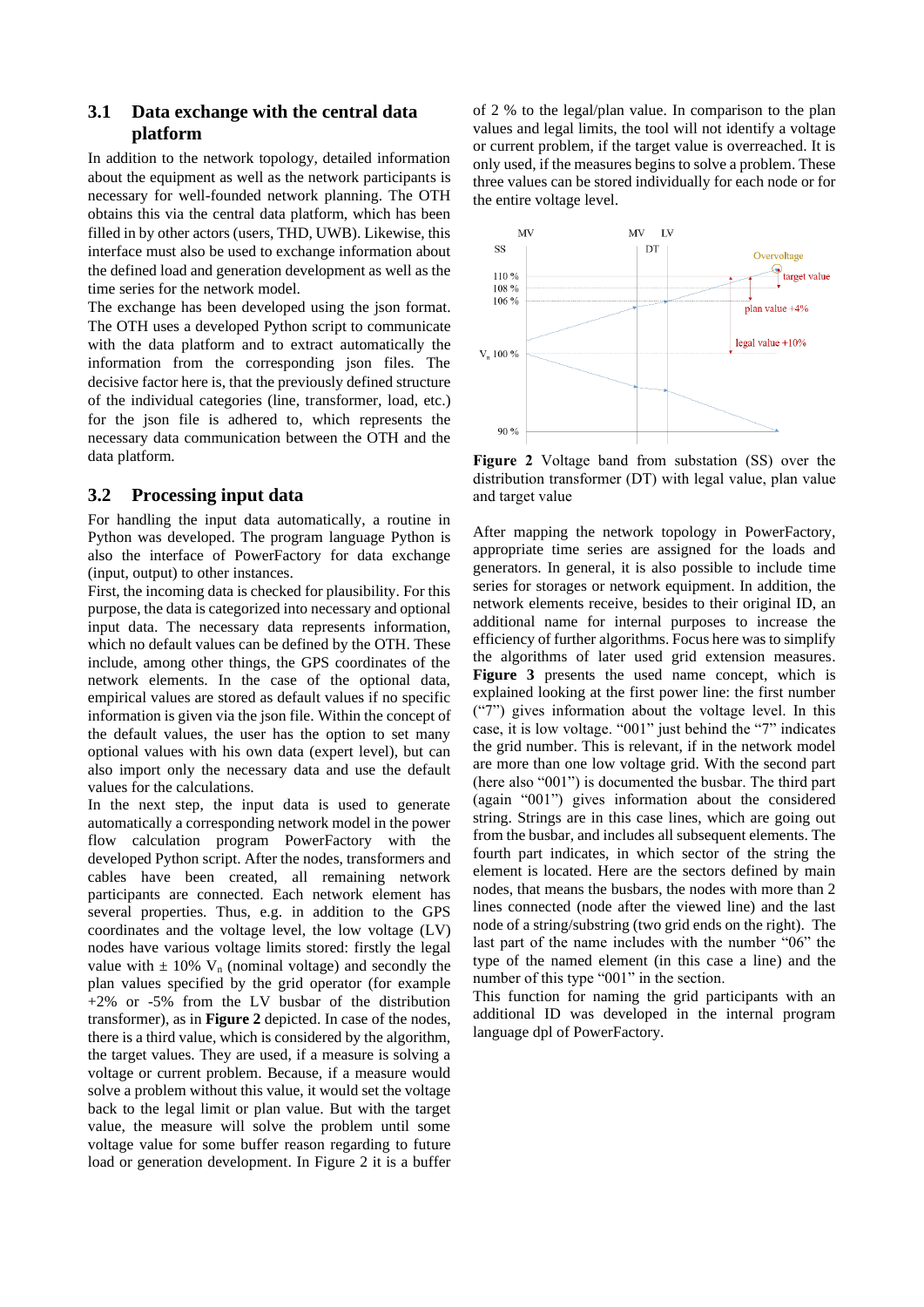## 3.1 Data exchange with the central data platform

In addition to the network topology, detailed information about the equipment as well as the network participants is necessary for well-founded network planning. The OTH obtains this via the central data platform, which has been filled in by other actors (users, THD, UWB). Likewise, this interface must also be used to exchange information about the defined load and generation development as well as the time series for the network model.

The exchange has been developed using the json format. The OTH uses a developed Python script to communicate with the data platform and to extract automatically the information from the corresponding json files. The decisive factor here is, that the previously defined structure of the individual categories (line, transformer, load, etc.) for the json file is adhered to, which represents the necessary data communication between the OTH and the data platform.

## 3.2 Processing input data

For handling the input data automatically, a routine in Python was developed. The program language Python is also the interface of PowerFactory for data exchange (input, output) to other instances.

First, the incoming data is checked for plausibility. For this purpose, the data is categorized into necessary and optional input data. The necessary data represents information, which no default values can be defined by the OTH. These include, among other things, the GPS coordinates of the network elements. In the case of the optional data, empirical values are stored as default values if no specific information is given via the json file. Within the concept of the default values, the user has the option to set many optional values with his own data (expert level), but can also import only the necessary data and use the default values for the calculations.

In the next step, the input data is used to generate automatically a corresponding network model in the power flow calculation program PowerFactory with the developed Python script. After the nodes, transformers and cables have been created, all remaining network participants are connected. Each network element has several properties. Thus, e.g. in addition to the GPS coordinates and the voltage level, the low voltage (LV) nodes have various voltage limits stored: firstly the legal value with ± 10% $V_n$ (nominal voltage) and secondly the plan values specified by the grid operator (for example +2% or -5% from the LV busbar of the distribution transformer), as in **Figure 2** depicted. In case of the nodes, there is a third value, which is considered by the algorithm, the target values. They are used, if a measure is solving a voltage or current problem. Because, if a measure would solve a problem without this value, it would set the voltage back to the legal limit or plan value. But with the target value, the measure will solve the problem until some voltage value for some buffer reason regarding to future load or generation development. In Figure 2 it is a buffer of 2 % to the legal/plan value. In comparison to the plan values and legal limits, the tool will not identify a voltage or current problem, if the target value is overreached. It is only used, if the measures begins to solve a problem. These three values can be stored individually for each node or for the entire voltage level.

**Figure 2** Voltage band from substation (SS) over the distribution transformer (DT) with legal value, plan value and target value

After mapping the network topology in PowerFactory, appropriate time series are assigned for the loads and generators. In general, it is also possible to include time series for storages or network equipment. In addition, the network elements receive, besides to their original ID, an additional name for internal purposes to increase the efficiency of further algorithms. Focus here was to simplify the algorithms of later used grid extension measures. **Figure 3** presents the used name concept, which is explained looking at the first power line: the first number ("7") gives information about the voltage level. In this case, it is low voltage. "001" just behind the "7" indicates the grid number. This is relevant, if in the network model are more than one low voltage grid. With the second part (here also "001") is documented the busbar. The third part (again "001") gives information about the considered string. Strings are in this case lines, which are going out from the busbar, and includes all subsequent elements. The fourth part indicates, in which sector of the string the element is located. Here are the sectors defined by main nodes, that means the busbars, the nodes with more than 2 lines connected (node after the viewed line) and the last node of a string/substring (two grid ends on the right). The last part of the name includes with the number "06" the type of the named element (in this case a line) and the number of this type "001" in the section.

This function for naming the grid participants with an additional ID was developed in the internal program language dpl of PowerFactory.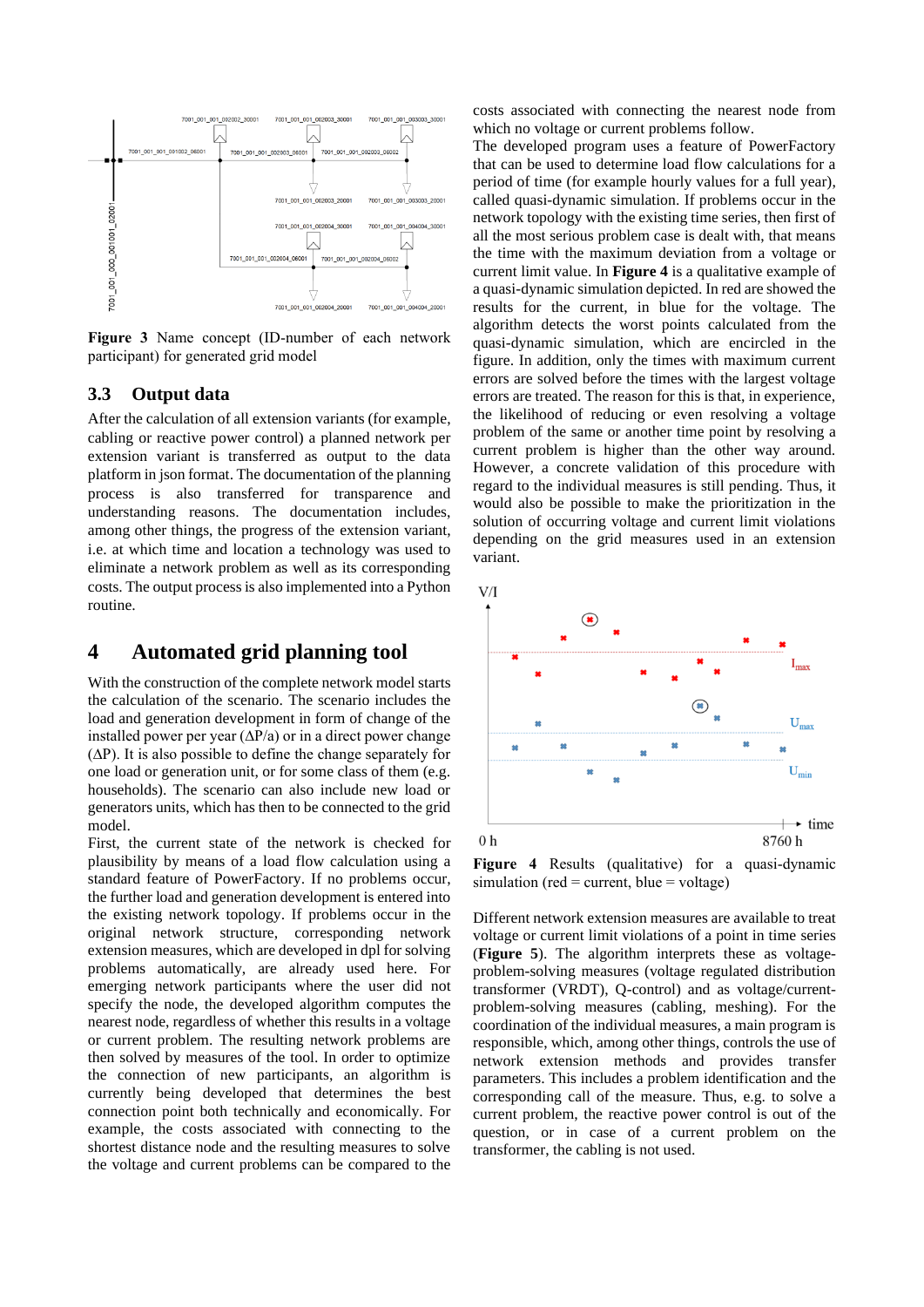**Figure 3** Name concept (ID-number of each network participant) for generated grid model

## 3.3 Output data

After the calculation of all extension variants (for example, cabling or reactive power control) a planned network per extension variant is transferred as output to the data platform in json format. The documentation of the planning process is also transferred for transparence and understanding reasons. The documentation includes, among other things, the progress of the extension variant, i.e. at which time and location a technology was used to eliminate a network problem as well as its corresponding costs. The output process is also implemented into a Python routine.

# 4 Automated grid planning tool

With the construction of the complete network model starts the calculation of the scenario. The scenario includes the load and generation development in form of change of the installed power per year (ΔP/a) or in a direct power change (ΔP). It is also possible to define the change separately for one load or generation unit, or for some class of them (e.g. households). The scenario can also include new load or generators units, which has then to be connected to the grid model.

First, the current state of the network is checked for plausibility by means of a load flow calculation using a standard feature of PowerFactory. If no problems occur, the further load and generation development is entered into the existing network topology. If problems occur in the original network structure, corresponding network extension measures, which are developed in dpl for solving problems automatically, are already used here. For emerging network participants where the user did not specify the node, the developed algorithm computes the nearest node, regardless of whether this results in a voltage or current problem. The resulting network problems are then solved by measures of the tool. In order to optimize the connection of new participants, an algorithm is currently being developed that determines the best connection point both technically and economically. For example, the costs associated with connecting to the shortest distance node and the resulting measures to solve the voltage and current problems can be compared to the costs associated with connecting the nearest node from which no voltage or current problems follow.

The developed program uses a feature of PowerFactory that can be used to determine load flow calculations for a period of time (for example hourly values for a full year), called quasi-dynamic simulation. If problems occur in the network topology with the existing time series, then first of all the most serious problem case is dealt with, that means the time with the maximum deviation from a voltage or current limit value. In **Figure 4** is a qualitative example of a quasi-dynamic simulation depicted. In red are showed the results for the current, in blue for the voltage. The algorithm detects the worst points calculated from the quasi-dynamic simulation, which are encircled in the figure. In addition, only the times with maximum current errors are solved before the times with the largest voltage errors are treated. The reason for this is that, in experience, the likelihood of reducing or even resolving a voltage problem of the same or another time point by resolving a current problem is higher than the other way around. However, a concrete validation of this procedure with regard to the individual measures is still pending. Thus, it would also be possible to make the prioritization in the solution of occurring voltage and current limit violations depending on the grid measures used in an extension variant.

**Figure 4** Results (qualitative) for a quasi-dynamic simulation (red = current, blue = voltage)

Different network extension measures are available to treat voltage or current limit violations of a point in time series (**Figure 5**). The algorithm interprets these as voltage-problem-solving measures (voltage regulated distribution transformer (VRDT), Q-control) and as voltage/current-problem-solving measures (cabling, meshing). For the coordination of the individual measures, a main program is responsible, which, among other things, controls the use of network extension methods and provides transfer parameters. This includes a problem identification and the corresponding call of the measure. Thus, e.g. to solve a current problem, the reactive power control is out of the question, or in case of a current problem on the transformer, the cabling is not used.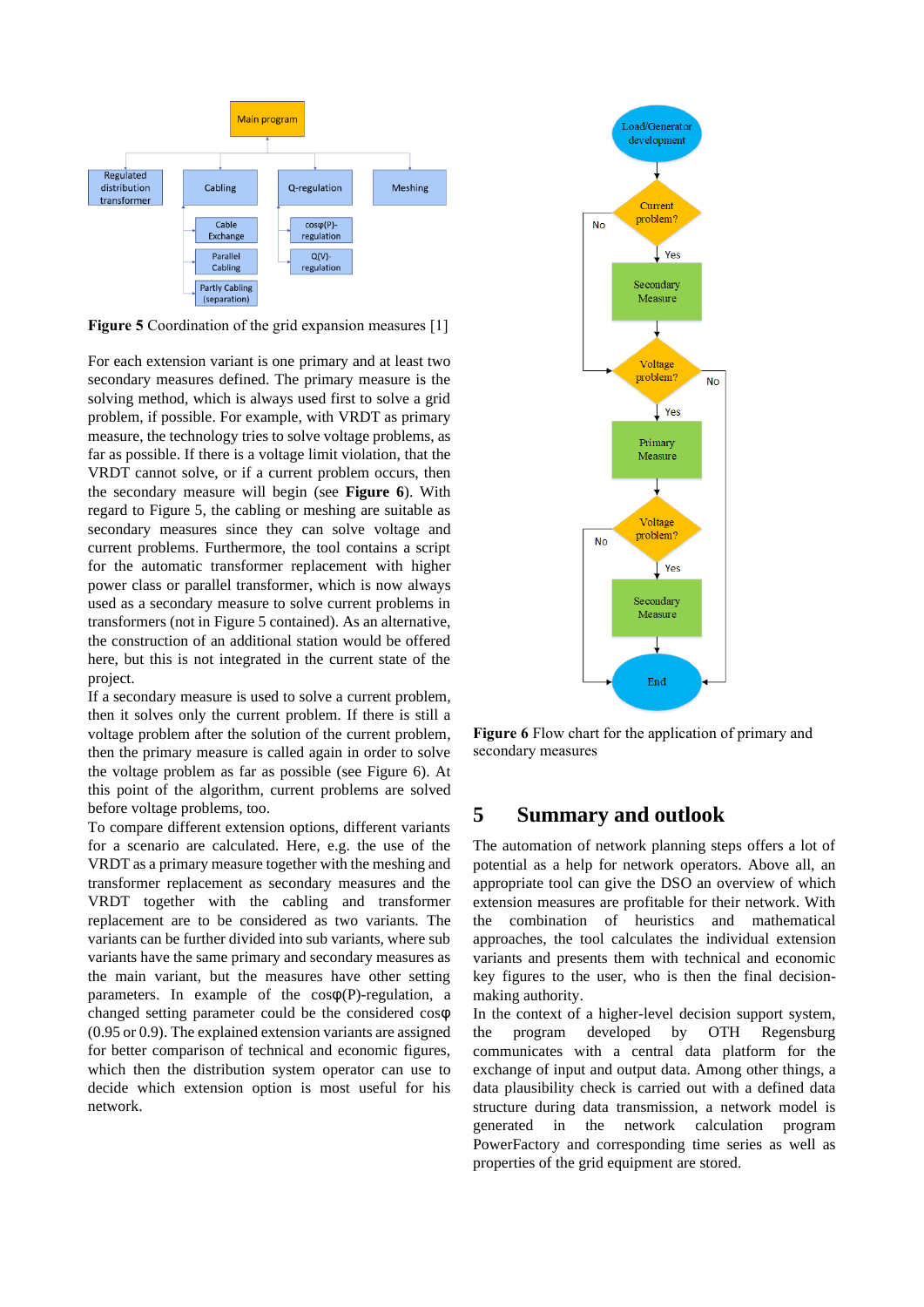**Figure 5** Coordination of the grid expansion measures [1]

For each extension variant is one primary and at least two secondary measures defined. The primary measure is the solving method, which is always used first to solve a grid problem, if possible. For example, with VRDT as primary measure, the technology tries to solve voltage problems, as far as possible. If there is a voltage limit violation, that the VRDT cannot solve, or if a current problem occurs, then the secondary measure will begin (see **Figure 6**). With regard to Figure 5, the cabling or meshing are suitable as secondary measures since they can solve voltage and current problems. Furthermore, the tool contains a script for the automatic transformer replacement with higher power class or parallel transformer, which is now always used as a secondary measure to solve current problems in transformers (not in Figure 5 contained). As an alternative, the construction of an additional station would be offered here, but this is not integrated in the current state of the project.

If a secondary measure is used to solve a current problem, then it solves only the current problem. If there is still a voltage problem after the solution of the current problem, then the primary measure is called again in order to solve the voltage problem as far as possible (see Figure 6). At this point of the algorithm, current problems are solved before voltage problems, too.

To compare different extension options, different variants for a scenario are calculated. Here, e.g. the use of the VRDT as a primary measure together with the meshing and transformer replacement as secondary measures and the VRDT together with the cabling and transformer replacement are to be considered as two variants. The variants can be further divided into sub variants, where sub variants have the same primary and secondary measures as the main variant, but the measures have other setting parameters. In example of the cosφ(P)-regulation, a changed setting parameter could be the considered cosφ (0.95 or 0.9). The explained extension variants are assigned for better comparison of technical and economic figures, which then the distribution system operator can use to decide which extension option is most useful for his network.

**Figure 6** Flow chart for the application of primary and secondary measures

## 5 Summary and outlook

The automation of network planning steps offers a lot of potential as a help for network operators. Above all, an appropriate tool can give the DSO an overview of which extension measures are profitable for their network. With the combination of heuristics and mathematical approaches, the tool calculates the individual extension variants and presents them with technical and economic key figures to the user, who is then the final decision-making authority.

In the context of a higher-level decision support system, the program developed by OTH Regensburg communicates with a central data platform for the exchange of input and output data. Among other things, a data plausibility check is carried out with a defined data structure during data transmission, a network model is generated in the network calculation program PowerFactory and corresponding time series as well as properties of the grid equipment are stored.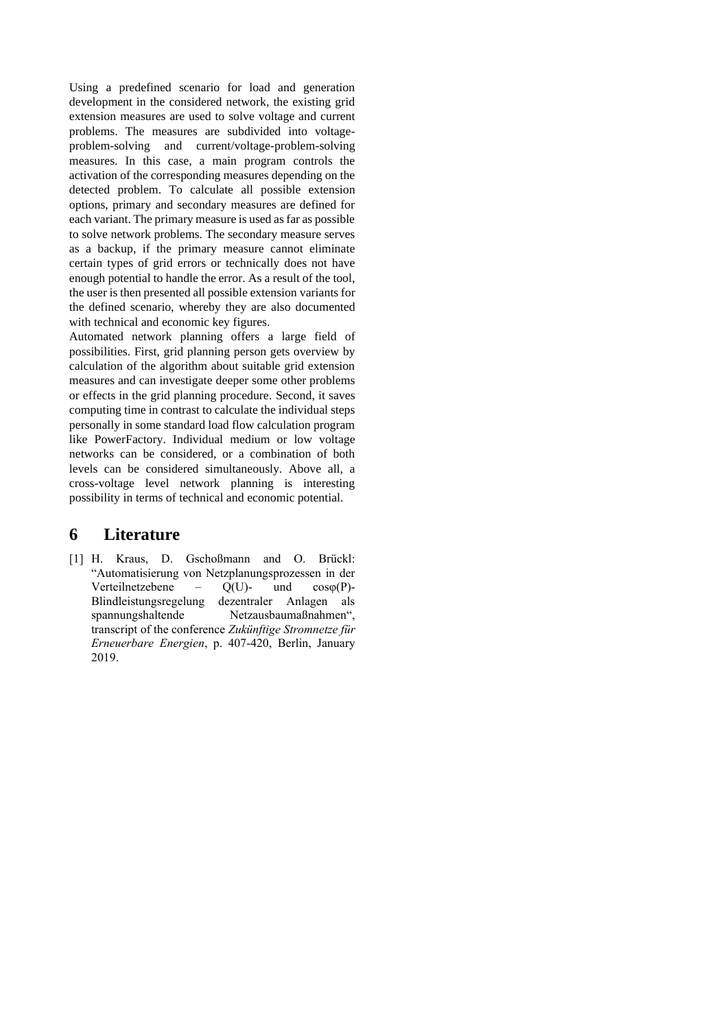Using a predefined scenario for load and generation development in the considered network, the existing grid extension measures are used to solve voltage and current problems. The measures are subdivided into voltage-problem-solving and current/voltage-problem-solving measures. In this case, a main program controls the activation of the corresponding measures depending on the detected problem. To calculate all possible extension options, primary and secondary measures are defined for each variant. The primary measure is used as far as possible to solve network problems. The secondary measure serves as a backup, if the primary measure cannot eliminate certain types of grid errors or technically does not have enough potential to handle the error. As a result of the tool, the user is then presented all possible extension variants for the defined scenario, whereby they are also documented with technical and economic key figures.

Automated network planning offers a large field of possibilities. First, grid planning person gets overview by calculation of the algorithm about suitable grid extension measures and can investigate deeper some other problems or effects in the grid planning procedure. Second, it saves computing time in contrast to calculate the individual steps personally in some standard load flow calculation program like PowerFactory. Individual medium or low voltage networks can be considered, or a combination of both levels can be considered simultaneously. Above all, a cross-voltage level network planning is interesting possibility in terms of technical and economic potential.

# 6 Literature

[1] H. Kraus, D. Gschoßmann and O. Brückl: "Automatisierung von Netzplanungsprozessen in der Verteilnetzebene – Q(U)- und cosφ(P)-Blindleistungsregelung dezentraler Anlagen als spannungshaltende Netzausbaumaßnahmen", transcript of the conference *Zukünftige Stromnetze für Erneuerbare Energien*, p. 407-420, Berlin, January 2019.